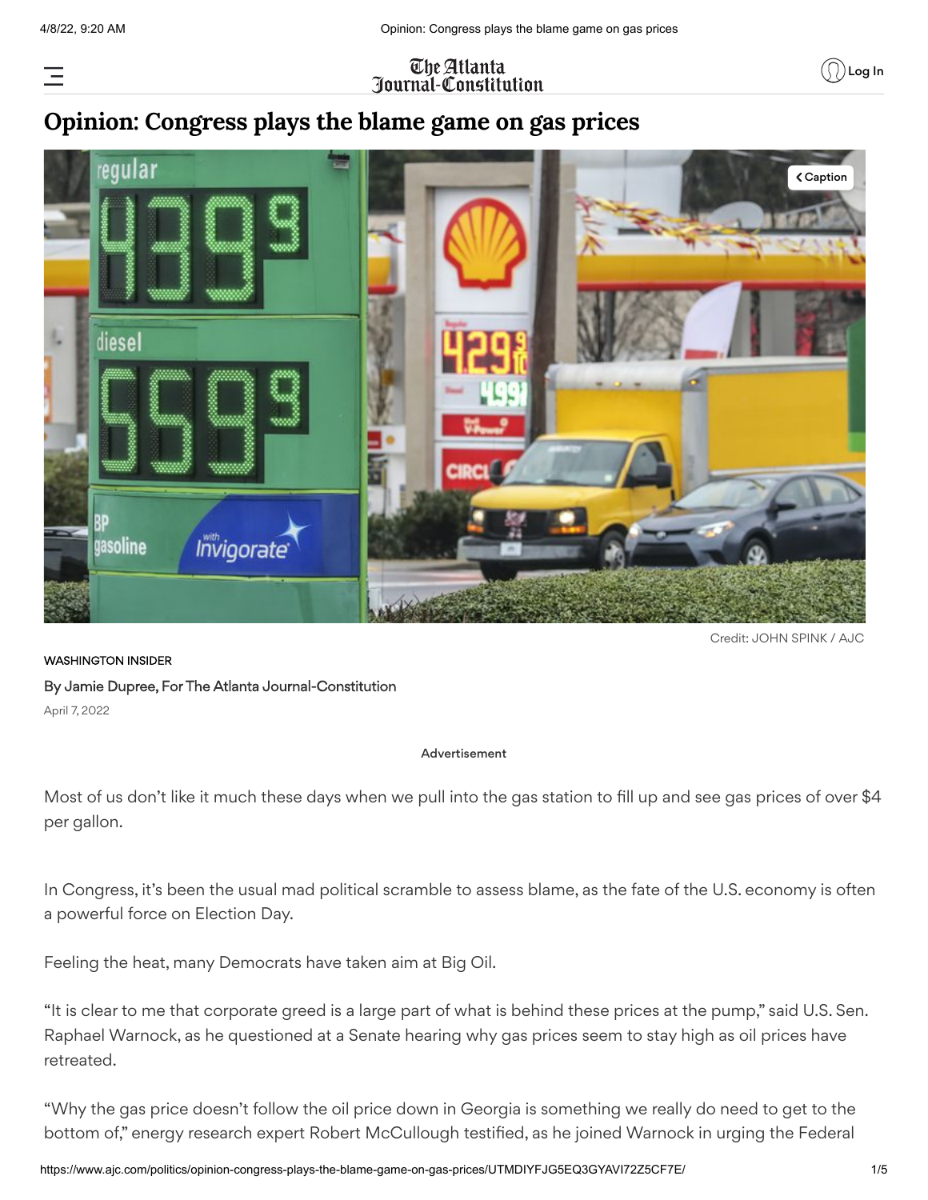# Opinion: Congress plays the blame game on gas prices

Credit: JOHN SPINK / AJC

WASHINGTON INSIDER

By Jamie Dupree, For The Atlanta Journal-Constitution

April 7, 2022

Most of us don't like it much these days when we pull into the gas station to fill up and see gas prices of over $4 per gallon.

In Congress, it's been the usual mad political scramble to assess blame, as the fate of the U.S. economy is often a powerful force on Election Day.

Feeling the heat, many Democrats have taken aim at Big Oil.

"It is clear to me that corporate greed is a large part of what is behind these prices at the pump," said U.S. Sen. Raphael Warnock, as he questioned at a Senate hearing why gas prices seem to stay high as oil prices have retreated.

"Why the gas price doesn't follow the oil price down in Georgia is something we really do need to get to the bottom of," energy research expert Robert McCullough testified, as he joined Warnock in urging the Federal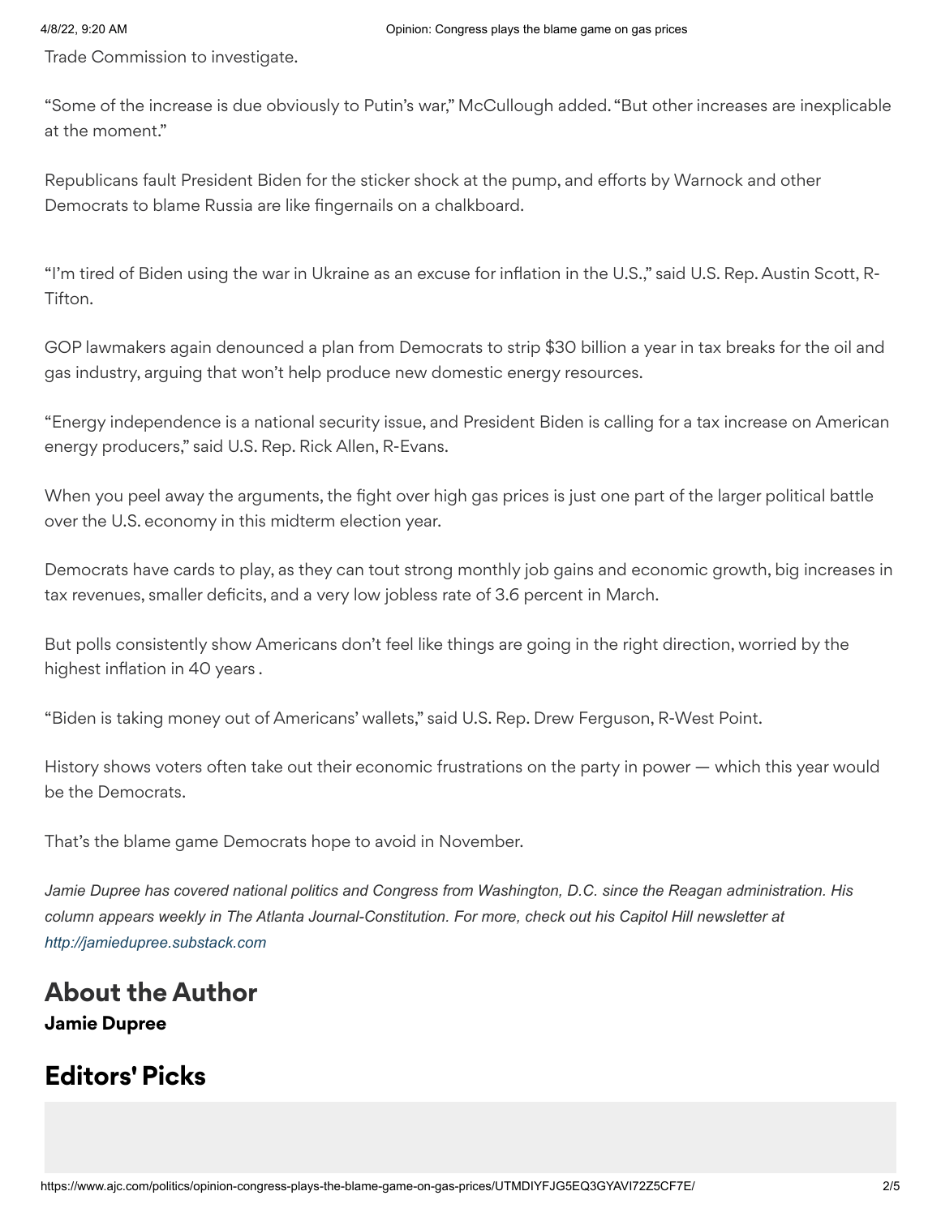Trade Commission to investigate.

"Some of the increase is due obviously to Putin's war," McCullough added. "But other increases are inexplicable at the moment."

Republicans fault President Biden for the sticker shock at the pump, and efforts by Warnock and other Democrats to blame Russia are like fingernails on a chalkboard.

"I'm tired of Biden using the war in Ukraine as an excuse for inflation in the U.S.," said U.S. Rep. Austin Scott, R-Tifton.

GOP lawmakers again denounced a plan from Democrats to strip $30 billion a year in tax breaks for the oil and gas industry, arguing that won't help produce new domestic energy resources.

"Energy independence is a national security issue, and President Biden is calling for a tax increase on American energy producers," said U.S. Rep. Rick Allen, R-Evans.

When you peel away the arguments, the fight over high gas prices is just one part of the larger political battle over the U.S. economy in this midterm election year.

Democrats have cards to play, as they can tout strong monthly job gains and economic growth, big increases in tax revenues, smaller deficits, and a very low jobless rate of 3.6 percent in March.

But polls consistently show Americans don't feel like things are going in the right direction, worried by the highest inflation in 40 years .

"Biden is taking money out of Americans' wallets," said U.S. Rep. Drew Ferguson, R-West Point.

History shows voters often take out their economic frustrations on the party in power — which this year would be the Democrats.

That's the blame game Democrats hope to avoid in November.

*Jamie Dupree has covered national politics and Congress from Washington, D.C. since the Reagan administration. His column appears weekly in The Atlanta Journal-Constitution. For more, check out his Capitol Hill newsletter at http://jamiedupree.substack.com*

## About the Author

**Jamie Dupree**

## Editors' Picks